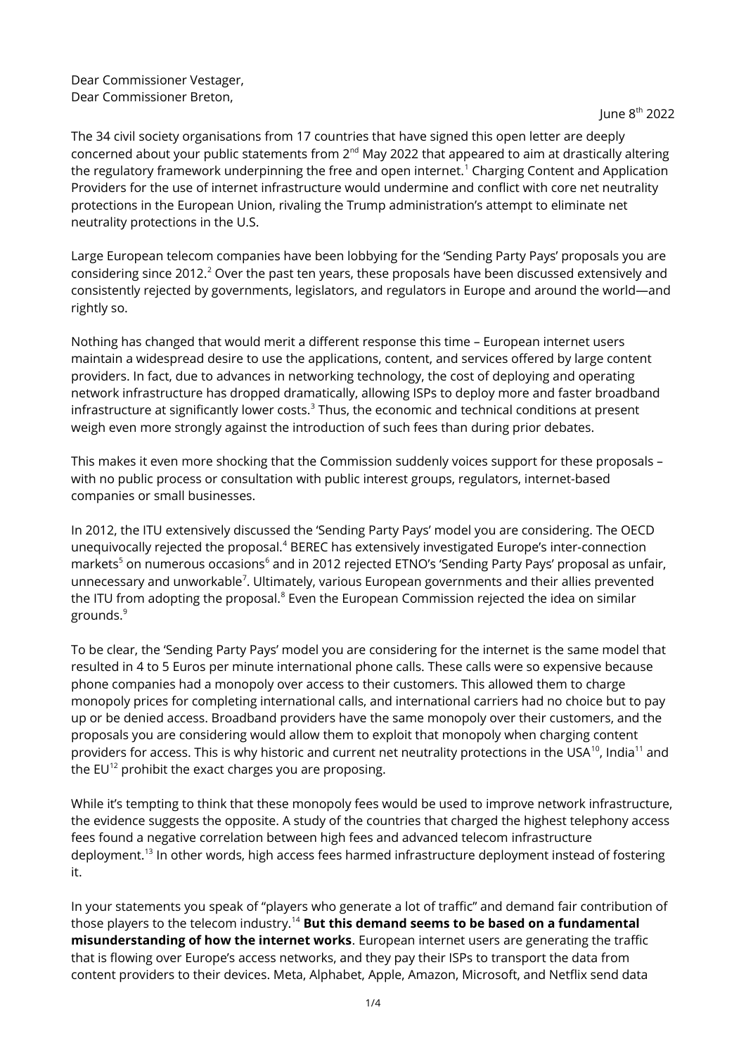Dear Commissioner Vestager,
Dear Commissioner Breton,

June 8th 2022

The 34 civil society organisations from 17 countries that have signed this open letter are deeply concerned about your public statements from 2nd May 2022 that appeared to aim at drastically altering the regulatory framework underpinning the free and open internet.[1] Charging Content and Application Providers for the use of internet infrastructure would undermine and conflict with core net neutrality protections in the European Union, rivaling the Trump administration's attempt to eliminate net neutrality protections in the U.S.

Large European telecom companies have been lobbying for the 'Sending Party Pays' proposals you are considering since 2012.[2] Over the past ten years, these proposals have been discussed extensively and consistently rejected by governments, legislators, and regulators in Europe and around the world—and rightly so.

Nothing has changed that would merit a different response this time – European internet users maintain a widespread desire to use the applications, content, and services offered by large content providers. In fact, due to advances in networking technology, the cost of deploying and operating network infrastructure has dropped dramatically, allowing ISPs to deploy more and faster broadband infrastructure at significantly lower costs.[3] Thus, the economic and technical conditions at present weigh even more strongly against the introduction of such fees than during prior debates.

This makes it even more shocking that the Commission suddenly voices support for these proposals – with no public process or consultation with public interest groups, regulators, internet-based companies or small businesses.

In 2012, the ITU extensively discussed the 'Sending Party Pays' model you are considering. The OECD unequivocally rejected the proposal.[4] BEREC has extensively investigated Europe's inter-connection markets[5] on numerous occasions[6] and in 2012 rejected ETNO's 'Sending Party Pays' proposal as unfair, unnecessary and unworkable[7]. Ultimately, various European governments and their allies prevented the ITU from adopting the proposal.[8] Even the European Commission rejected the idea on similar grounds.[9]

To be clear, the 'Sending Party Pays' model you are considering for the internet is the same model that resulted in 4 to 5 Euros per minute international phone calls. These calls were so expensive because phone companies had a monopoly over access to their customers. This allowed them to charge monopoly prices for completing international calls, and international carriers had no choice but to pay up or be denied access. Broadband providers have the same monopoly over their customers, and the proposals you are considering would allow them to exploit that monopoly when charging content providers for access. This is why historic and current net neutrality protections in the USA[10], India[11] and the EU[12] prohibit the exact charges you are proposing.

While it's tempting to think that these monopoly fees would be used to improve network infrastructure, the evidence suggests the opposite. A study of the countries that charged the highest telephony access fees found a negative correlation between high fees and advanced telecom infrastructure deployment.[13] In other words, high access fees harmed infrastructure deployment instead of fostering it.

In your statements you speak of "players who generate a lot of traffic" and demand fair contribution of those players to the telecom industry.[14] **But this demand seems to be based on a fundamental misunderstanding of how the internet works**. European internet users are generating the traffic that is flowing over Europe's access networks, and they pay their ISPs to transport the data from content providers to their devices. Meta, Alphabet, Apple, Amazon, Microsoft, and Netflix send data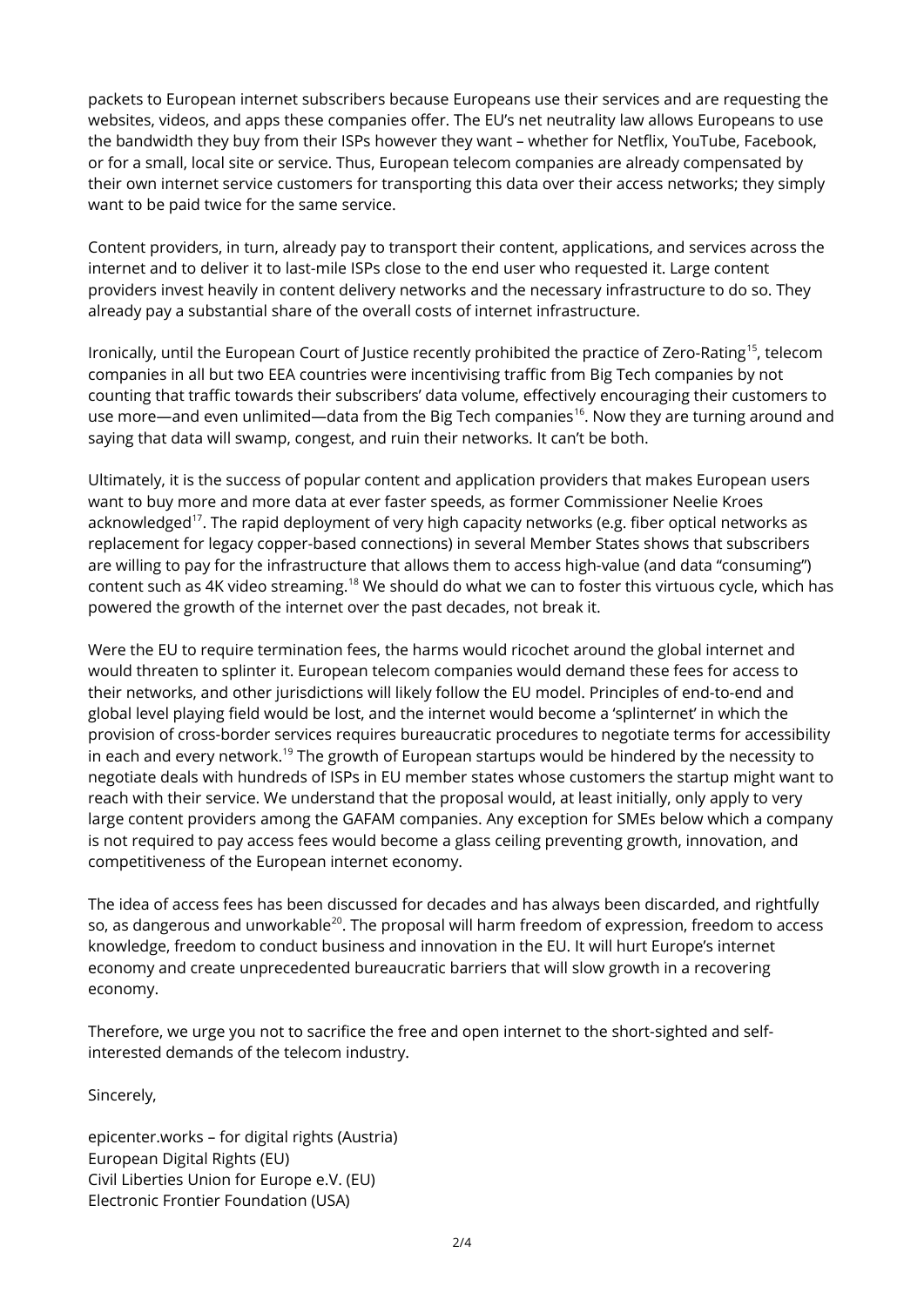packets to European internet subscribers because Europeans use their services and are requesting the websites, videos, and apps these companies offer. The EU's net neutrality law allows Europeans to use the bandwidth they buy from their ISPs however they want – whether for Netflix, YouTube, Facebook, or for a small, local site or service. Thus, European telecom companies are already compensated by their own internet service customers for transporting this data over their access networks; they simply want to be paid twice for the same service.

Content providers, in turn, already pay to transport their content, applications, and services across the internet and to deliver it to last-mile ISPs close to the end user who requested it. Large content providers invest heavily in content delivery networks and the necessary infrastructure to do so. They already pay a substantial share of the overall costs of internet infrastructure.

Ironically, until the European Court of Justice recently prohibited the practice of Zero-Rating[15], telecom companies in all but two EEA countries were incentivising traffic from Big Tech companies by not counting that traffic towards their subscribers' data volume, effectively encouraging their customers to use more—and even unlimited—data from the Big Tech companies[16]. Now they are turning around and saying that data will swamp, congest, and ruin their networks. It can't be both.

Ultimately, it is the success of popular content and application providers that makes European users want to buy more and more data at ever faster speeds, as former Commissioner Neelie Kroes acknowledged[17]. The rapid deployment of very high capacity networks (e.g. fiber optical networks as replacement for legacy copper-based connections) in several Member States shows that subscribers are willing to pay for the infrastructure that allows them to access high-value (and data "consuming") content such as 4K video streaming.[18] We should do what we can to foster this virtuous cycle, which has powered the growth of the internet over the past decades, not break it.

Were the EU to require termination fees, the harms would ricochet around the global internet and would threaten to splinter it. European telecom companies would demand these fees for access to their networks, and other jurisdictions will likely follow the EU model. Principles of end-to-end and global level playing field would be lost, and the internet would become a 'splinternet' in which the provision of cross-border services requires bureaucratic procedures to negotiate terms for accessibility in each and every network.[19] The growth of European startups would be hindered by the necessity to negotiate deals with hundreds of ISPs in EU member states whose customers the startup might want to reach with their service. We understand that the proposal would, at least initially, only apply to very large content providers among the GAFAM companies. Any exception for SMEs below which a company is not required to pay access fees would become a glass ceiling preventing growth, innovation, and competitiveness of the European internet economy.

The idea of access fees has been discussed for decades and has always been discarded, and rightfully so, as dangerous and unworkable[20]. The proposal will harm freedom of expression, freedom to access knowledge, freedom to conduct business and innovation in the EU. It will hurt Europe's internet economy and create unprecedented bureaucratic barriers that will slow growth in a recovering economy.

Therefore, we urge you not to sacrifice the free and open internet to the short-sighted and self-interested demands of the telecom industry.

Sincerely,

epicenter.works – for digital rights (Austria)
European Digital Rights (EU)
Civil Liberties Union for Europe e.V. (EU)
Electronic Frontier Foundation (USA)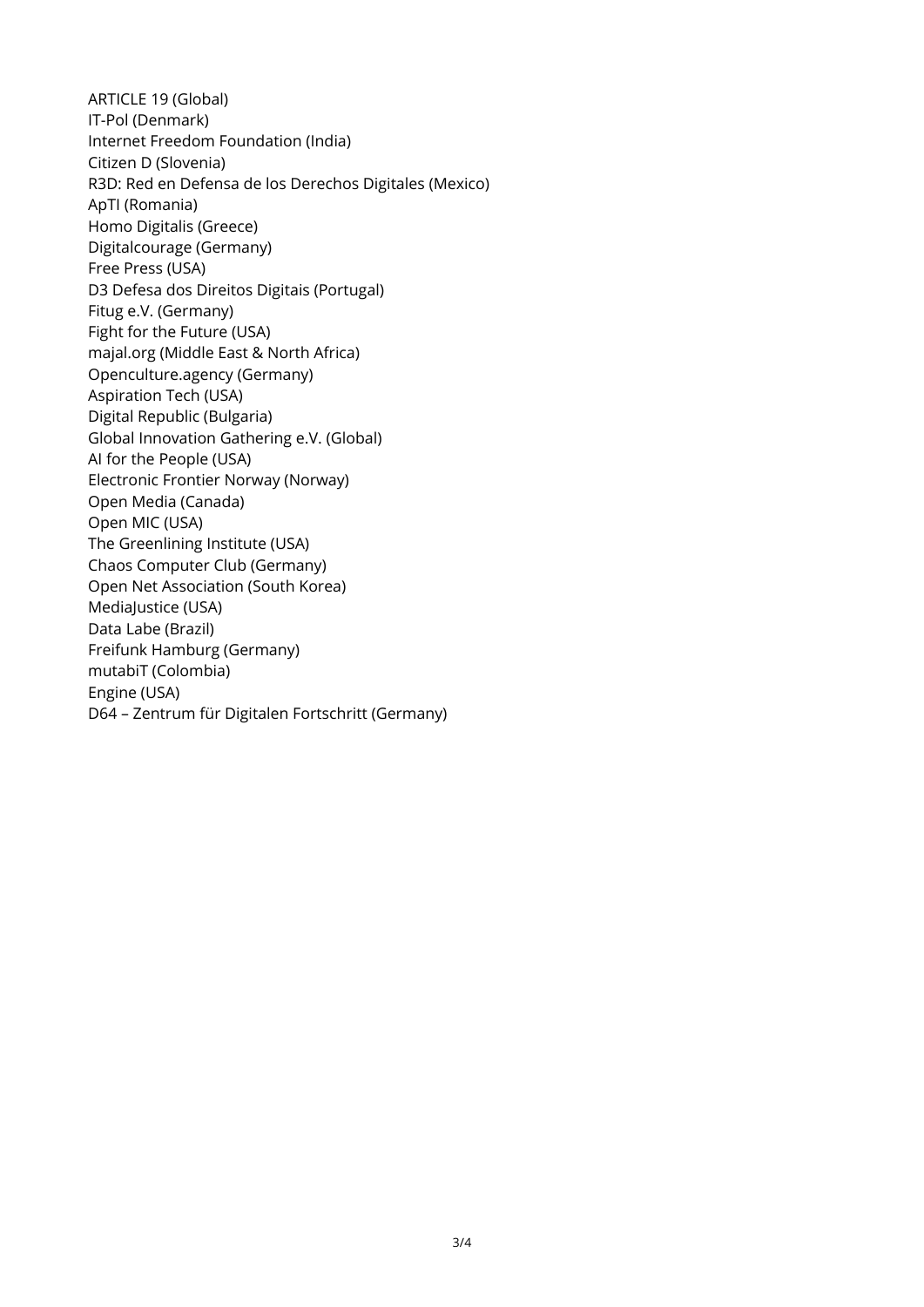ARTICLE 19 (Global)
IT-Pol (Denmark)
Internet Freedom Foundation (India)
Citizen D (Slovenia)
R3D: Red en Defensa de los Derechos Digitales (Mexico)
ApTI (Romania)
Homo Digitalis (Greece)
Digitalcourage (Germany)
Free Press (USA)
D3 Defesa dos Direitos Digitais (Portugal)
Fitug e.V. (Germany)
Fight for the Future (USA)
majal.org (Middle East & North Africa)
Openculture.agency (Germany)
Aspiration Tech (USA)
Digital Republic (Bulgaria)
Global Innovation Gathering e.V. (Global)
AI for the People (USA)
Electronic Frontier Norway (Norway)
Open Media (Canada)
Open MIC (USA)
The Greenlining Institute (USA)
Chaos Computer Club (Germany)
Open Net Association (South Korea)
MediaJustice (USA)
Data Labe (Brazil)
Freifunk Hamburg (Germany)
mutabiT (Colombia)
Engine (USA)
D64 – Zentrum für Digitalen Fortschritt (Germany)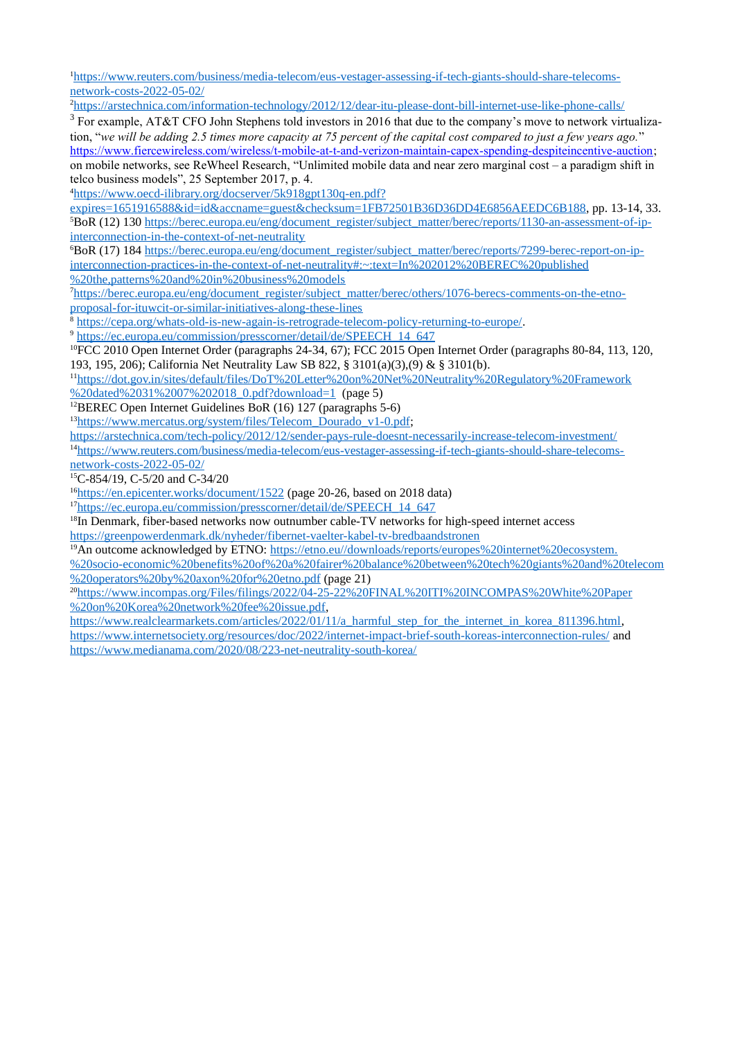[1] https://www.reuters.com/business/media-telecom/eus-vestager-assessing-if-tech-giants-should-share-telecoms-network-costs-2022-05-02/

[2] https://arstechnica.com/information-technology/2012/12/dear-itu-please-dont-bill-internet-use-like-phone-calls/

[3] For example, AT&T CFO John Stephens told investors in 2016 that due to the company's move to network virtualization, "*we will be adding 2.5 times more capacity at 75 percent of the capital cost compared to just a few years ago.*" https://www.fiercewireless.com/wireless/t-mobile-at-t-and-verizon-maintain-capex-spending-despiteincentive-auction; on mobile networks, see ReWheel Research, "Unlimited mobile data and near zero marginal cost – a paradigm shift in telco business models", 25 September 2017, p. 4.

[4] https://www.oecd-ilibrary.org/docserver/5k918gpt130q-en.pdf?expires=1651916588&id=id&accname=guest&checksum=1FB72501B36D36DD4E6856AEEDC6B188, pp. 13-14, 33.

[5] BoR (12) 130 https://berec.europa.eu/eng/document_register/subject_matter/berec/reports/1130-an-assessment-of-ip-interconnection-in-the-context-of-net-neutrality

[6] BoR (17) 184 https://berec.europa.eu/eng/document_register/subject_matter/berec/reports/7299-berec-report-on-ip-interconnection-practices-in-the-context-of-net-neutrality#:~:text=In%202012%20BEREC%20published%20the,patterns%20and%20in%20business%20models

[7] https://berec.europa.eu/eng/document_register/subject_matter/berec/others/1076-berecs-comments-on-the-etno-proposal-for-ituwcit-or-similar-initiatives-along-these-lines

[8] https://cepa.org/whats-old-is-new-again-is-retrograde-telecom-policy-returning-to-europe/.

[9] https://ec.europa.eu/commission/presscorner/detail/de/SPEECH_14_647

[10] FCC 2010 Open Internet Order (paragraphs 24-34, 67); FCC 2015 Open Internet Order (paragraphs 80-84, 113, 120, 193, 195, 206); California Net Neutrality Law SB 822, § 3101(a)(3),(9) & § 3101(b).

[11] https://dot.gov.in/sites/default/files/DoT%20Letter%20on%20Net%20Neutrality%20Regulatory%20Framework%20dated%2031%2007%202018_0.pdf?download=1 (page 5)

[12] BEREC Open Internet Guidelines BoR (16) 127 (paragraphs 5-6)

[13] https://www.mercatus.org/system/files/Telecom_Dourado_v1-0.pdf; https://arstechnica.com/tech-policy/2012/12/sender-pays-rule-doesnt-necessarily-increase-telecom-investment/

[14] https://www.reuters.com/business/media-telecom/eus-vestager-assessing-if-tech-giants-should-share-telecoms-network-costs-2022-05-02/

[15] C-854/19, C-5/20 and C-34/20

[16] https://en.epicenter.works/document/1522 (page 20-26, based on 2018 data)

[17] https://ec.europa.eu/commission/presscorner/detail/de/SPEECH_14_647

[18] In Denmark, fiber-based networks now outnumber cable-TV networks for high-speed internet access https://greenpowerdenmark.dk/nyheder/fibernet-vaelter-kabel-tv-bredbaandstronen

[19] An outcome acknowledged by ETNO: https://etno.eu//downloads/reports/europes%20internet%20ecosystem.%20socio-economic%20benefits%20of%20a%20fairer%20balance%20between%20tech%20giants%20and%20telecom%20operators%20by%20axon%20for%20etno.pdf (page 21)

[20] https://www.incompas.org/Files/filings/2022/04-25-22%20FINAL%20ITI%20INCOMPAS%20White%20Paper%20on%20Korea%20network%20fee%20issue.pdf, https://www.realclearmarkets.com/articles/2022/01/11/a_harmful_step_for_the_internet_in_korea_811396.html, https://www.internetsociety.org/resources/doc/2022/internet-impact-brief-south-koreas-interconnection-rules/ and https://www.medianama.com/2020/08/223-net-neutrality-south-korea/